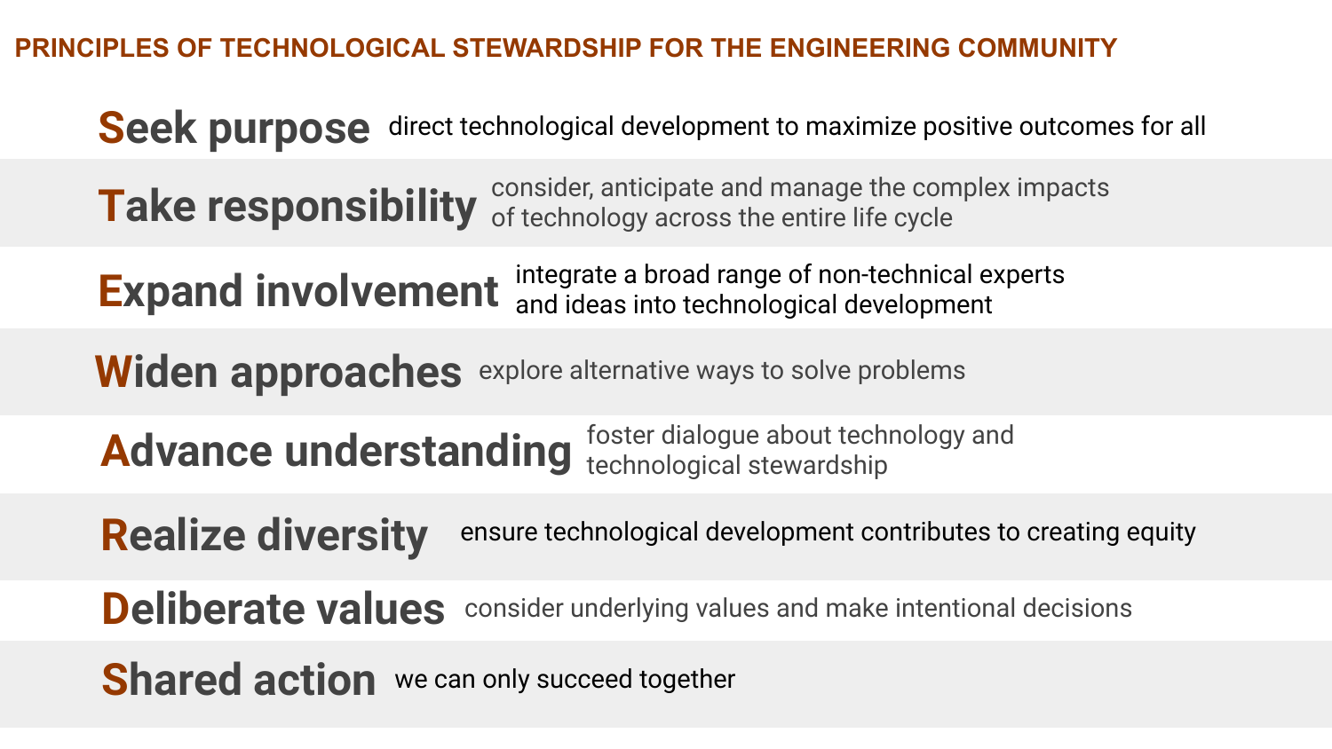# PRINCIPLES OF TECHNOLOGICAL STEWARDSHIP FOR THE ENGINEERING COMMUNITY

**Seek purpose** direct technological development to maximize positive outcomes for all

**Take responsibility** consider, anticipate and manage the complex impacts of technology across the entire life cycle

**Expand involvement** integrate a broad range of non-technical experts and ideas into technological development

**Widen approaches** explore alternative ways to solve problems

**Advance understanding** foster dialogue about technology and technological stewardship

**Realize diversity** ensure technological development contributes to creating equity

**Deliberate values** consider underlying values and make intentional decisions

**Shared action** we can only succeed together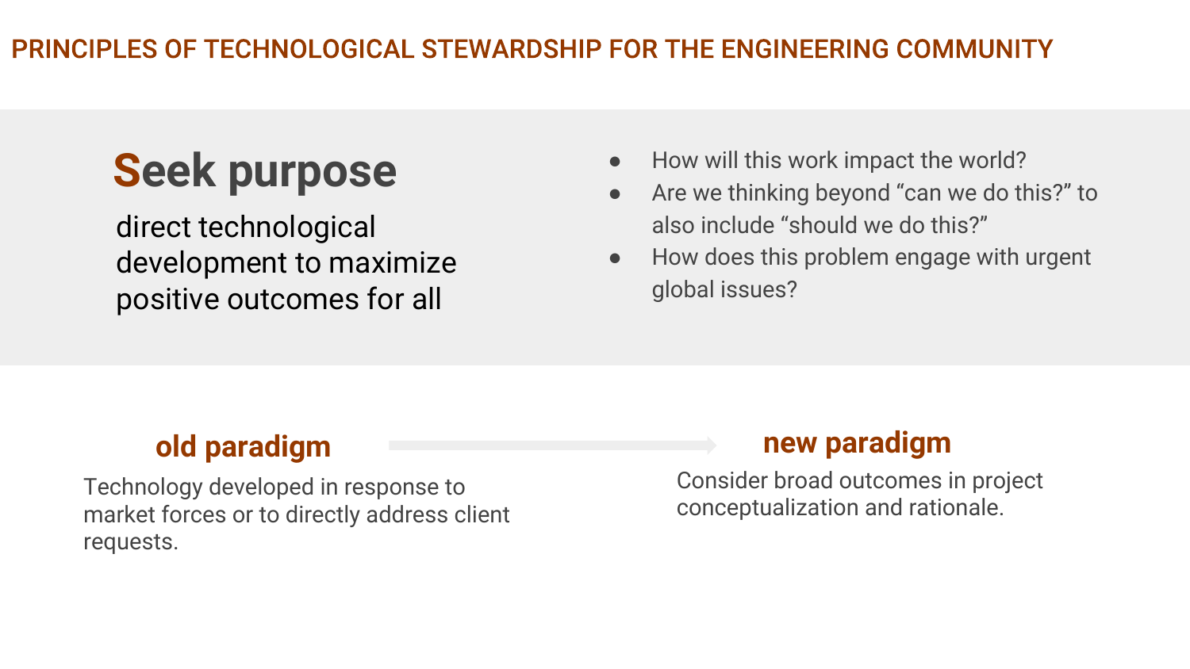# PRINCIPLES OF TECHNOLOGICAL STEWARDSHIP FOR THE ENGINEERING COMMUNITY

## Seek purpose

direct technological development to maximize positive outcomes for all

- How will this work impact the world?
- Are we thinking beyond “can we do this?” to also include “should we do this?”
- How does this problem engage with urgent global issues?

**old paradigm**

Technology developed in response to market forces or to directly address client requests.

→

**new paradigm**

Consider broad outcomes in project conceptualization and rationale.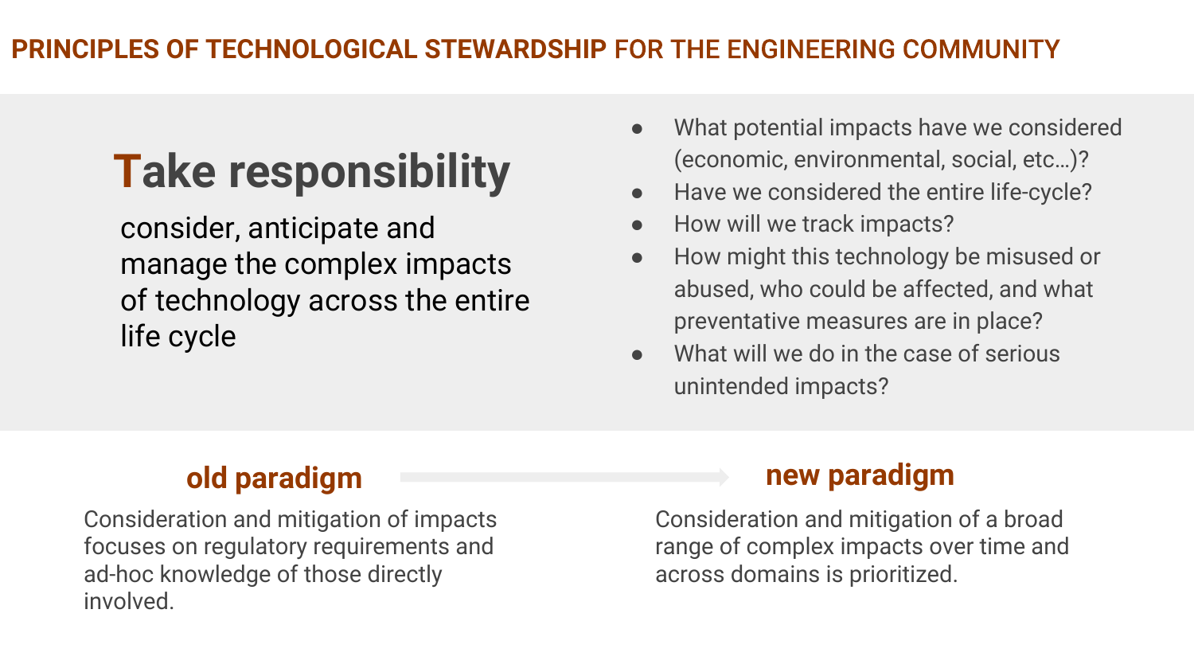## PRINCIPLES OF TECHNOLOGICAL STEWARDSHIP FOR THE ENGINEERING COMMUNITY

# Take responsibility

consider, anticipate and manage the complex impacts of technology across the entire life cycle

- What potential impacts have we considered (economic, environmental, social, etc…)?
- Have we considered the entire life-cycle?
- How will we track impacts?
- How might this technology be misused or abused, who could be affected, and what preventative measures are in place?
- What will we do in the case of serious unintended impacts?

### old paradigm

Consideration and mitigation of impacts focuses on regulatory requirements and ad-hoc knowledge of those directly involved.

### new paradigm

Consideration and mitigation of a broad range of complex impacts over time and across domains is prioritized.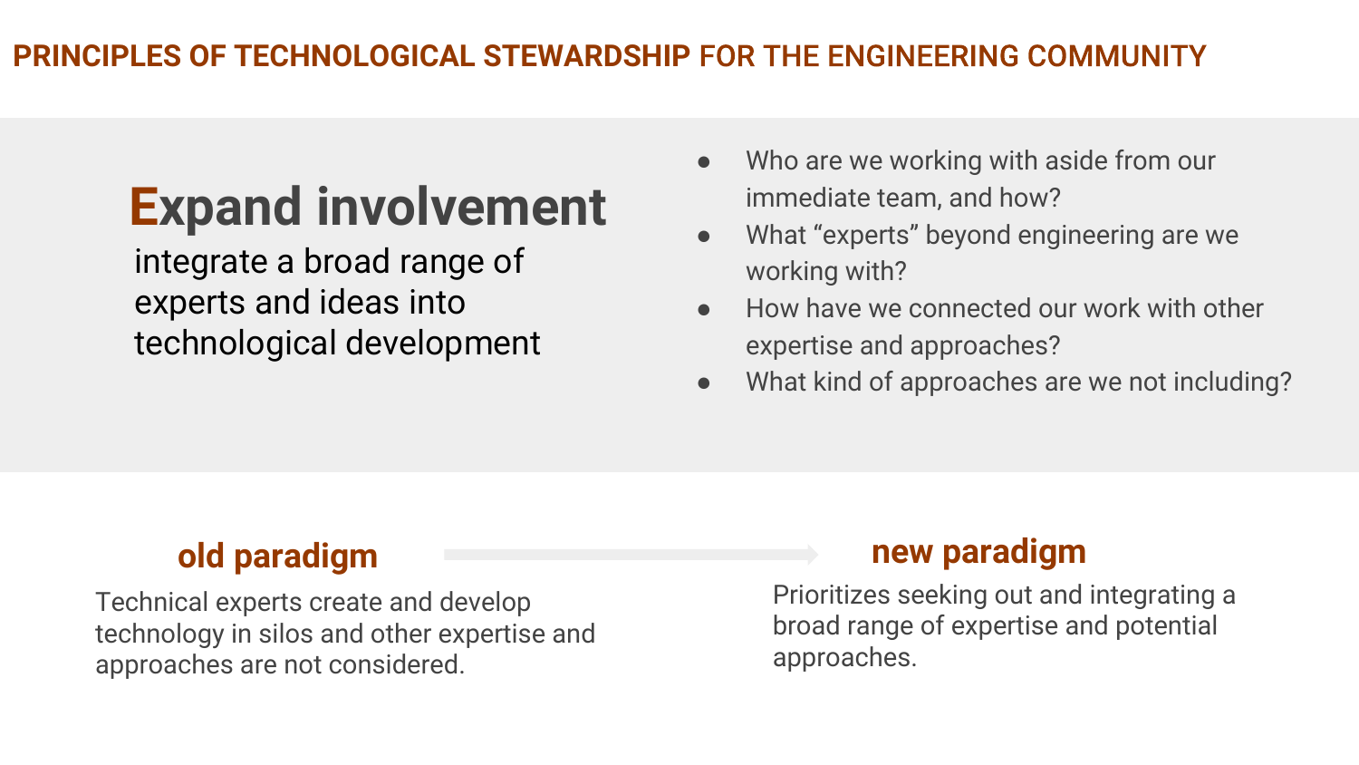# PRINCIPLES OF TECHNOLOGICAL STEWARDSHIP FOR THE ENGINEERING COMMUNITY

## Expand involvement

integrate a broad range of experts and ideas into technological development

- Who are we working with aside from our immediate team, and how?
- What “experts” beyond engineering are we working with?
- How have we connected our work with other expertise and approaches?
- What kind of approaches are we not including?

### old paradigm

Technical experts create and develop technology in silos and other expertise and approaches are not considered.

### new paradigm

Prioritizes seeking out and integrating a broad range of expertise and potential approaches.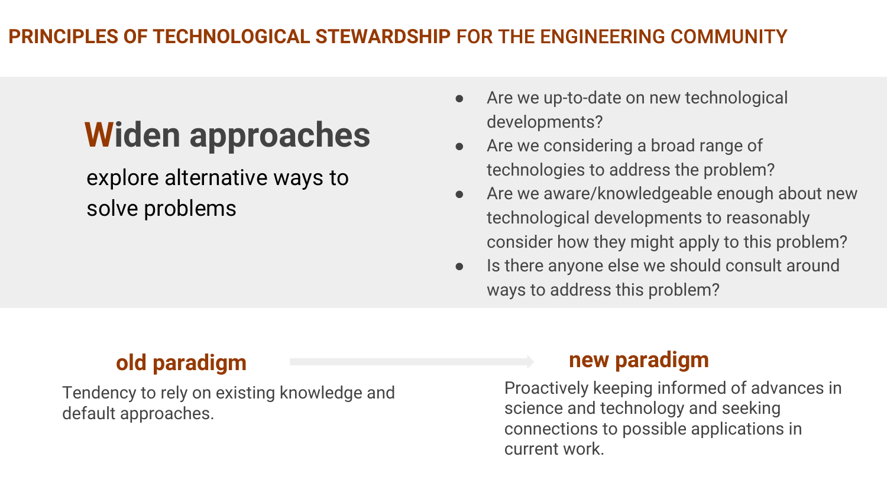## PRINCIPLES OF TECHNOLOGICAL STEWARDSHIP FOR THE ENGINEERING COMMUNITY

# Widen approaches

explore alternative ways to solve problems

- Are we up-to-date on new technological developments?
- Are we considering a broad range of technologies to address the problem?
- Are we aware/knowledgeable enough about new technological developments to reasonably consider how they might apply to this problem?
- Is there anyone else we should consult around ways to address this problem?

### old paradigm

Tendency to rely on existing knowledge and default approaches.

### new paradigm

Proactively keeping informed of advances in science and technology and seeking connections to possible applications in current work.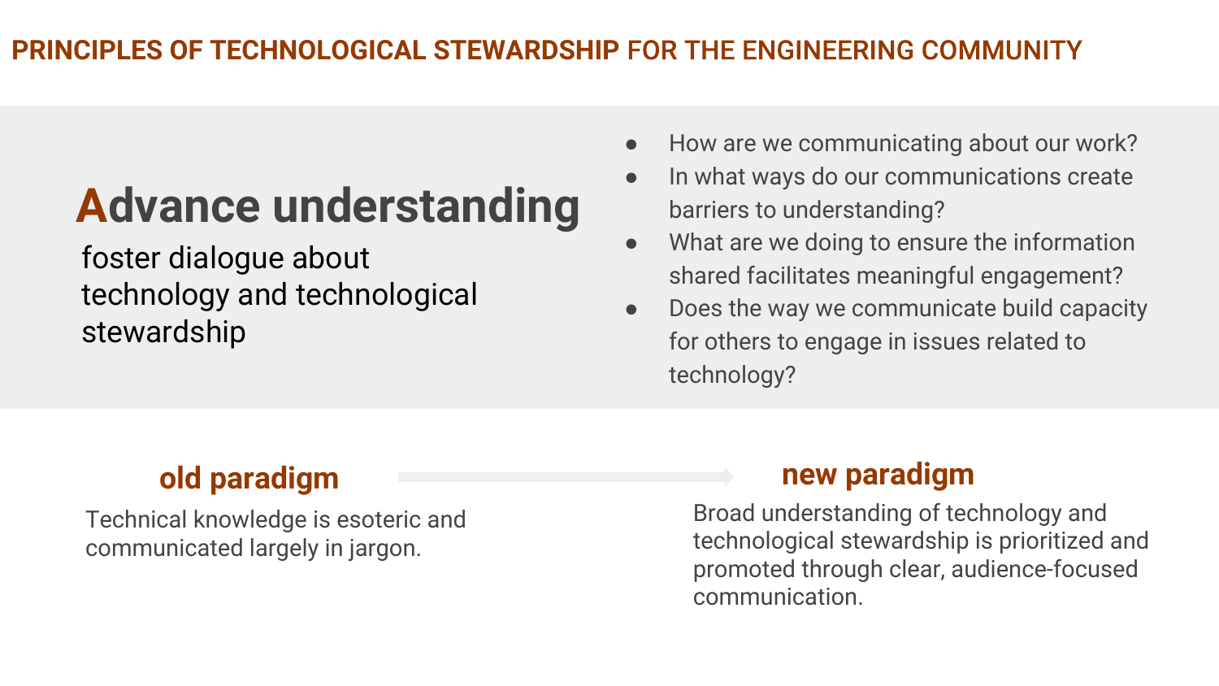# PRINCIPLES OF TECHNOLOGICAL STEWARDSHIP FOR THE ENGINEERING COMMUNITY

## Advance understanding

foster dialogue about technology and technological stewardship

- How are we communicating about our work?
- In what ways do our communications create barriers to understanding?
- What are we doing to ensure the information shared facilitates meaningful engagement?
- Does the way we communicate build capacity for others to engage in issues related to technology?

### old paradigm

Technical knowledge is esoteric and communicated largely in jargon.

### new paradigm

Broad understanding of technology and technological stewardship is prioritized and promoted through clear, audience-focused communication.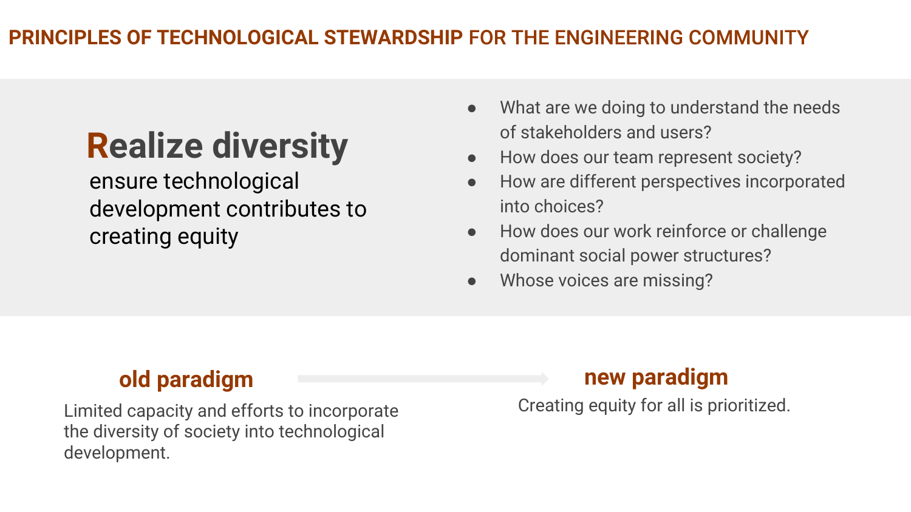# PRINCIPLES OF TECHNOLOGICAL STEWARDSHIP FOR THE ENGINEERING COMMUNITY

## Realize diversity

ensure technological development contributes to creating equity

- What are we doing to understand the needs of stakeholders and users?
- How does our team represent society?
- How are different perspectives incorporated into choices?
- How does our work reinforce or challenge dominant social power structures?
- Whose voices are missing?

### old paradigm

Limited capacity and efforts to incorporate the diversity of society into technological development.

### new paradigm

Creating equity for all is prioritized.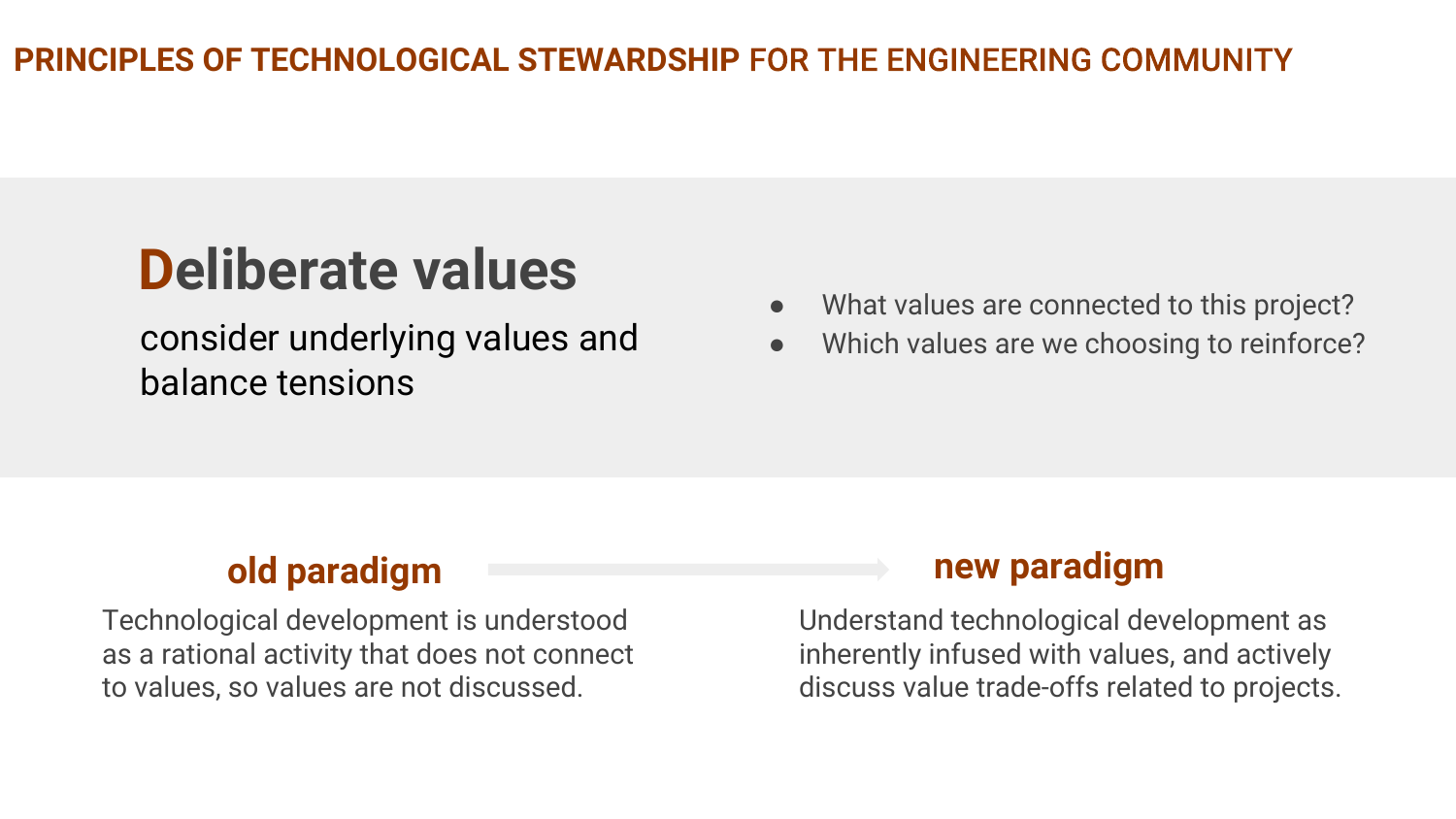## PRINCIPLES OF TECHNOLOGICAL STEWARDSHIP FOR THE ENGINEERING COMMUNITY

# Deliberate values

consider underlying values and balance tensions

- What values are connected to this project?
- Which values are we choosing to reinforce?

### old paradigm

Technological development is understood as a rational activity that does not connect to values, so values are not discussed.

### new paradigm

Understand technological development as inherently infused with values, and actively discuss value trade-offs related to projects.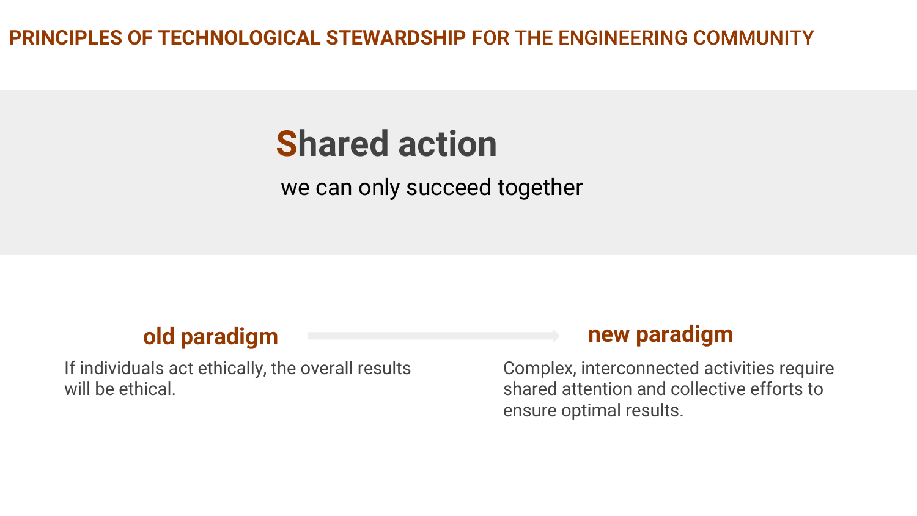PRINCIPLES OF TECHNOLOGICAL STEWARDSHIP FOR THE ENGINEERING COMMUNITY

# Shared action

we can only succeed together

## old paradigm

If individuals act ethically, the overall results will be ethical.

## new paradigm

Complex, interconnected activities require shared attention and collective efforts to ensure optimal results.